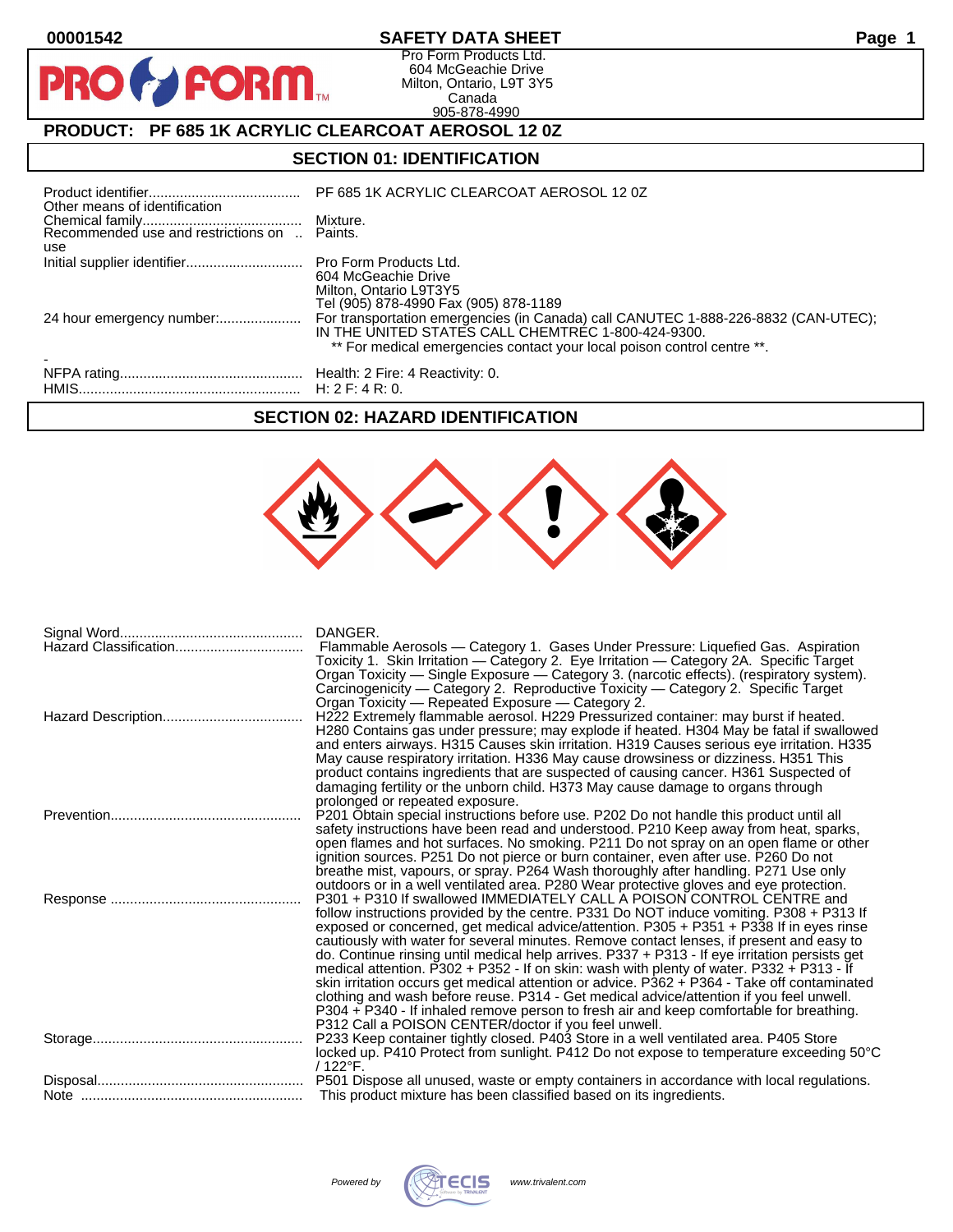00001542 **SAFETY DATA SHEET**

Pro Form Products Ltd.
604 McGeachie Drive
Milton, Ontario, L9T 3Y5
Canada
905-878-4990

## PRODUCT: PF 685 1K ACRYLIC CLEARCOAT AEROSOL 12 0Z

## SECTION 01: IDENTIFICATION

| | |
|---|---|
| Product identifier | PF 685 1K ACRYLIC CLEARCOAT AEROSOL 12 0Z |
| Other means of identification | |
| Chemical family | Mixture. |
| Recommended use and restrictions on use | Paints. |
| Initial supplier identifier | Pro Form Products Ltd.<br>604 McGeachie Drive<br>Milton, Ontario L9T3Y5<br>Tel (905) 878-4990 Fax (905) 878-1189 |
| 24 hour emergency number: | For transportation emergencies (in Canada) call CANUTEC 1-888-226-8832 (CAN-UTEC); IN THE UNITED STATES CALL CHEMTREC 1-800-424-9300.<br>** For medical emergencies contact your local poison control centre **. |
| - | |
| NFPA rating | Health: 2 Fire: 4 Reactivity: 0. |
| HMIS | H: 2 F: 4 R: 0. |

## SECTION 02: HAZARD IDENTIFICATION

| | |
|---|---|
| Signal Word | DANGER. |
| Hazard Classification | Flammable Aerosols — Category 1. Gases Under Pressure: Liquefied Gas. Aspiration Toxicity 1. Skin Irritation — Category 2. Eye Irritation — Category 2A. Specific Target Organ Toxicity — Single Exposure — Category 3. (narcotic effects). (respiratory system). Carcinogenicity — Category 2. Reproductive Toxicity — Category 2. Specific Target Organ Toxicity — Repeated Exposure — Category 2. |
| Hazard Description | H222 Extremely flammable aerosol. H229 Pressurized container: may burst if heated. H280 Contains gas under pressure; may explode if heated. H304 May be fatal if swallowed and enters airways. H315 Causes skin irritation. H319 Causes serious eye irritation. H335 May cause respiratory irritation. H336 May cause drowsiness or dizziness. H351 This product contains ingredients that are suspected of causing cancer. H361 Suspected of damaging fertility or the unborn child. H373 May cause damage to organs through prolonged or repeated exposure. |
| Prevention | P201 Obtain special instructions before use. P202 Do not handle this product until all safety instructions have been read and understood. P210 Keep away from heat, sparks, open flames and hot surfaces. No smoking. P211 Do not spray on an open flame or other ignition sources. P251 Do not pierce or burn container, even after use. P260 Do not breathe mist, vapours, or spray. P264 Wash thoroughly after handling. P271 Use only outdoors or in a well ventilated area. P280 Wear protective gloves and eye protection. |
| Response | P301 + P310 If swallowed IMMEDIATELY CALL A POISON CONTROL CENTRE and follow instructions provided by the centre. P331 Do NOT induce vomiting. P308 + P313 If exposed or concerned, get medical advice/attention. P305 + P351 + P338 If in eyes rinse cautiously with water for several minutes. Remove contact lenses, if present and easy to do. Continue rinsing until medical help arrives. P337 + P313 - If eye irritation persists get medical attention. P302 + P352 - If on skin: wash with plenty of water. P332 + P313 - If skin irritation occurs get medical attention or advice. P362 + P364 - Take off contaminated clothing and wash before reuse. P314 - Get medical advice/attention if you feel unwell. P304 + P340 - If inhaled remove person to fresh air and keep comfortable for breathing. P312 Call a POISON CENTER/doctor if you feel unwell. |
| Storage | P233 Keep container tightly closed. P403 Store in a well ventilated area. P405 Store locked up. P410 Protect from sunlight. P412 Do not expose to temperature exceeding 50°C / 122°F. |
| Disposal | P501 Dispose all unused, waste or empty containers in accordance with local regulations. |
| Note | This product mixture has been classified based on its ingredients. |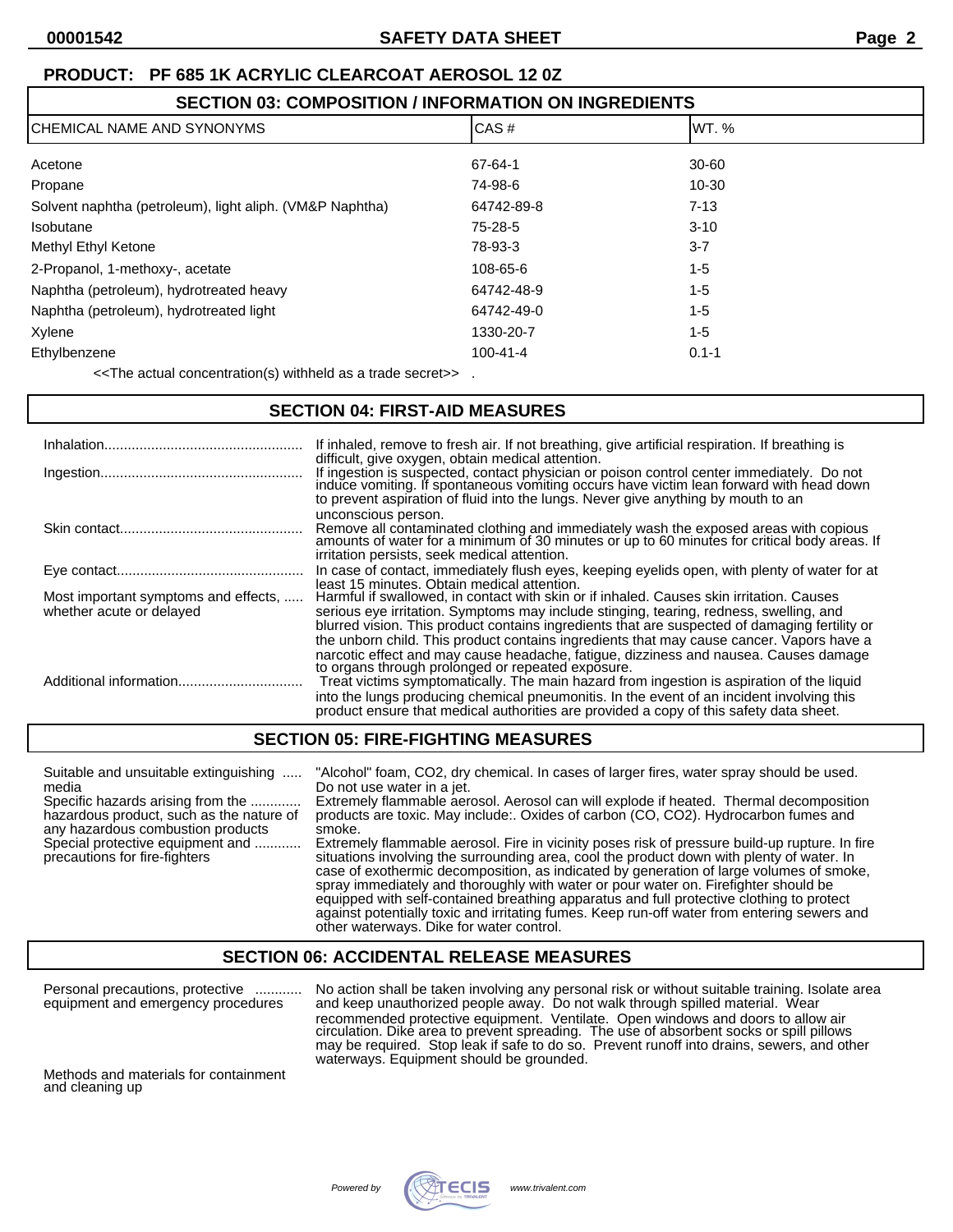**PRODUCT: PF 685 1K ACRYLIC CLEARCOAT AEROSOL 12 0Z**

## SECTION 03: COMPOSITION / INFORMATION ON INGREDIENTS

| CHEMICAL NAME AND SYNONYMS | CAS # | WT. % |
|---|---|---|
| Acetone | 67-64-1 | 30-60 |
| Propane | 74-98-6 | 10-30 |
| Solvent naphtha (petroleum), light aliph. (VM&P Naphtha) | 64742-89-8 | 7-13 |
| Isobutane | 75-28-5 | 3-10 |
| Methyl Ethyl Ketone | 78-93-3 | 3-7 |
| 2-Propanol, 1-methoxy-, acetate | 108-65-6 | 1-5 |
| Naphtha (petroleum), hydrotreated heavy | 64742-48-9 | 1-5 |
| Naphtha (petroleum), hydrotreated light | 64742-49-0 | 1-5 |
| Xylene | 1330-20-7 | 1-5 |
| Ethylbenzene | 100-41-4 | 0.1-1 |

<<The actual concentration(s) withheld as a trade secret>> .

## SECTION 04: FIRST-AID MEASURES

**Inhalation:** If inhaled, remove to fresh air. If not breathing, give artificial respiration. If breathing is difficult, give oxygen, obtain medical attention.

**Ingestion:** If ingestion is suspected, contact physician or poison control center immediately. Do not induce vomiting. If spontaneous vomiting occurs have victim lean forward with head down to prevent aspiration of fluid into the lungs. Never give anything by mouth to an unconscious person.

**Skin contact:** Remove all contaminated clothing and immediately wash the exposed areas with copious amounts of water for a minimum of 30 minutes or up to 60 minutes for critical body areas. If irritation persists, seek medical attention.

**Eye contact:** In case of contact, immediately flush eyes, keeping eyelids open, with plenty of water for at least 15 minutes. Obtain medical attention.

**Most important symptoms and effects, whether acute or delayed:** Harmful if swallowed, in contact with skin or if inhaled. Causes skin irritation. Causes serious eye irritation. Symptoms may include stinging, tearing, redness, swelling, and blurred vision. This product contains ingredients that are suspected of damaging fertility or the unborn child. This product contains ingredients that may cause cancer. Vapors have a narcotic effect and may cause headache, fatigue, dizziness and nausea. Causes damage to organs through prolonged or repeated exposure.

**Additional information:** Treat victims symptomatically. The main hazard from ingestion is aspiration of the liquid into the lungs producing chemical pneumonitis. In the event of an incident involving this product ensure that medical authorities are provided a copy of this safety data sheet.

## SECTION 05: FIRE-FIGHTING MEASURES

**Suitable and unsuitable extinguishing media:** "Alcohol" foam, $CO_2$, dry chemical. In cases of larger fires, water spray should be used. Do not use water in a jet.

**Specific hazards arising from the hazardous product, such as the nature of any hazardous combustion products:** Extremely flammable aerosol. Aerosol can will explode if heated. Thermal decomposition products are toxic. May include:. Oxides of carbon (CO, $CO_2$). Hydrocarbon fumes and smoke.

**Special protective equipment and precautions for fire-fighters:** Extremely flammable aerosol. Fire in vicinity poses risk of pressure build-up rupture. In fire situations involving the surrounding area, cool the product down with plenty of water. In case of exothermic decomposition, as indicated by generation of large volumes of smoke, spray immediately and thoroughly with water or pour water on. Firefighter should be equipped with self-contained breathing apparatus and full protective clothing to protect against potentially toxic and irritating fumes. Keep run-off water from entering sewers and other waterways. Dike for water control.

## SECTION 06: ACCIDENTAL RELEASE MEASURES

**Personal precautions, protective equipment and emergency procedures:** No action shall be taken involving any personal risk or without suitable training. Isolate area and keep unauthorized people away. Do not walk through spilled material. Wear recommended protective equipment. Ventilate. Open windows and doors to allow air circulation. Dike area to prevent spreading. The use of absorbent socks or spill pillows may be required. Stop leak if safe to do so. Prevent runoff into drains, sewers, and other waterways. Equipment should be grounded.

**Methods and materials for containment and cleaning up**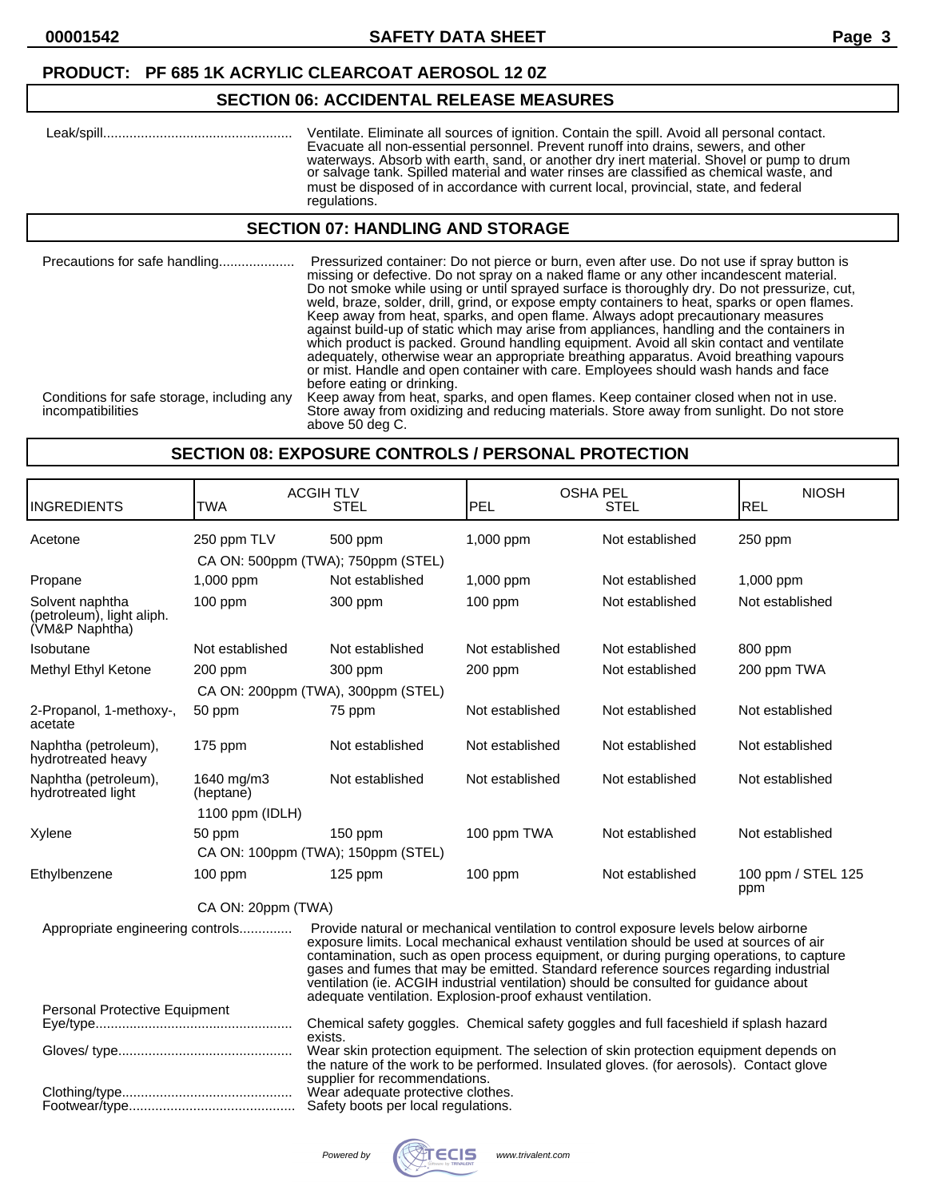**PRODUCT: PF 685 1K ACRYLIC CLEARCOAT AEROSOL 12 0Z**

## SECTION 06: ACCIDENTAL RELEASE MEASURES

Leak/spill.................................................. Ventilate. Eliminate all sources of ignition. Contain the spill. Avoid all personal contact. Evacuate all non-essential personnel. Prevent runoff into drains, sewers, and other waterways. Absorb with earth, sand, or another dry inert material. Shovel or pump to drum or salvage tank. Spilled material and water rinses are classified as chemical waste, and must be disposed of in accordance with current local, provincial, state, and federal regulations.

## SECTION 07: HANDLING AND STORAGE

Precautions for safe handling.................... Pressurized container: Do not pierce or burn, even after use. Do not use if spray button is missing or defective. Do not spray on a naked flame or any other incandescent material. Do not smoke while using or until sprayed surface is thoroughly dry. Do not pressurize, cut, weld, braze, solder, drill, grind, or expose empty containers to heat, sparks or open flames. Keep away from heat, sparks, and open flame. Always adopt precautionary measures against build-up of static which may arise from appliances, handling and the containers in which product is packed. Ground handling equipment. Avoid all skin contact and ventilate adequately, otherwise wear an appropriate breathing apparatus. Avoid breathing vapours or mist. Handle and open container with care. Employees should wash hands and face before eating or drinking.

Conditions for safe storage, including any incompatibilities: Keep away from heat, sparks, and open flames. Keep container closed when not in use. Store away from oxidizing and reducing materials. Store away from sunlight. Do not store above 50 deg C.

## SECTION 08: EXPOSURE CONTROLS / PERSONAL PROTECTION

| INGREDIENTS | ACGIH TLV TWA | ACGIH TLV STEL | OSHA PEL PEL | OSHA PEL STEL | NIOSH REL |
|---|---|---|---|---|---|
| Acetone | 250 ppm TLV | 500 ppm | 1,000 ppm | Not established | 250 ppm |
| | CA ON: 500ppm (TWA); 750ppm (STEL) | | | | |
| Propane | 1,000 ppm | Not established | 1,000 ppm | Not established | 1,000 ppm |
| Solvent naphtha (petroleum), light aliph. (VM&P Naphtha) | 100 ppm | 300 ppm | 100 ppm | Not established | Not established |
| Isobutane | Not established | Not established | Not established | Not established | 800 ppm |
| Methyl Ethyl Ketone | 200 ppm | 300 ppm | 200 ppm | Not established | 200 ppm TWA |
| | CA ON: 200ppm (TWA), 300ppm (STEL) | | | | |
| 2-Propanol, 1-methoxy-, acetate | 50 ppm | 75 ppm | Not established | Not established | Not established |
| Naphtha (petroleum), hydrotreated heavy | 175 ppm | Not established | Not established | Not established | Not established |
| Naphtha (petroleum), hydrotreated light | 1640 mg/m3 (heptane) | Not established | Not established | Not established | Not established |
| | 1100 ppm (IDLH) | | | | |
| Xylene | 50 ppm | 150 ppm | 100 ppm TWA | Not established | Not established |
| | CA ON: 100ppm (TWA); 150ppm (STEL) | | | | |
| Ethylbenzene | 100 ppm | 125 ppm | 100 ppm | Not established | 100 ppm / STEL 125 ppm |
| | CA ON: 20ppm (TWA) | | | | |

Appropriate engineering controls.............. Provide natural or mechanical ventilation to control exposure levels below airborne exposure limits. Local mechanical exhaust ventilation should be used at sources of air contamination, such as open process equipment, or during purging operations, to capture gases and fumes that may be emitted. Standard reference sources regarding industrial ventilation (ie. ACGIH industrial ventilation) should be consulted for guidance about adequate ventilation. Explosion-proof exhaust ventilation.

Personal Protective Equipment

Eye/type.................................................... Chemical safety goggles. Chemical safety goggles and full faceshield if splash hazard exists.

Gloves/ type.............................................. Wear skin protection equipment. The selection of skin protection equipment depends on the nature of the work to be performed. Insulated gloves. (for aerosols). Contact glove supplier for recommendations.

Clothing/type............................................. Wear adequate protective clothes.

Footwear/type............................................ Safety boots per local regulations.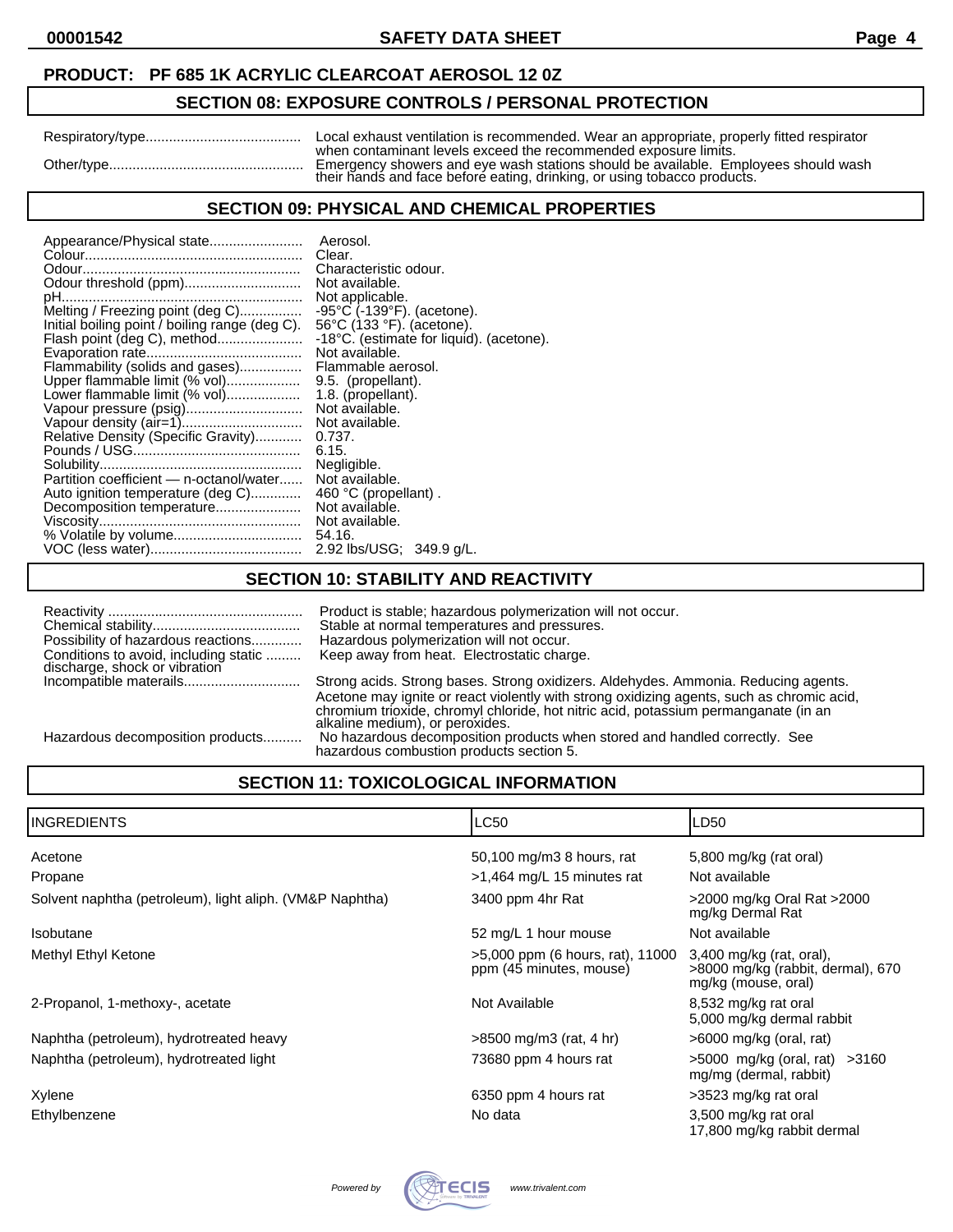**PRODUCT: PF 685 1K ACRYLIC CLEARCOAT AEROSOL 12 0Z**

## SECTION 08: EXPOSURE CONTROLS / PERSONAL PROTECTION

| | |
|---|---|
| Respiratory/type | Local exhaust ventilation is recommended. Wear an appropriate, properly fitted respirator when contaminant levels exceed the recommended exposure limits. |
| Other/type | Emergency showers and eye wash stations should be available. Employees should wash their hands and face before eating, drinking, or using tobacco products. |

## SECTION 09: PHYSICAL AND CHEMICAL PROPERTIES

| | |
|---|---|
| Appearance/Physical state | Aerosol. |
| Colour | Clear. |
| Odour | Characteristic odour. |
| Odour threshold (ppm) | Not available. |
| pH | Not applicable. |
| Melting / Freezing point (deg C) | -95°C (-139°F). (acetone). |
| Initial boiling point / boiling range (deg C). | 56°C (133 °F). (acetone). |
| Flash point (deg C), method | -18°C. (estimate for liquid). (acetone). |
| Evaporation rate | Not available. |
| Flammability (solids and gases) | Flammable aerosol. |
| Upper flammable limit (% vol) | 9.5. (propellant). |
| Lower flammable limit (% vol) | 1.8. (propellant). |
| Vapour pressure (psig) | Not available. |
| Vapour density (air=1) | Not available. |
| Relative Density (Specific Gravity) | 0.737. |
| Pounds / USG | 6.15. |
| Solubility | Negligible. |
| Partition coefficient — n-octanol/water | Not available. |
| Auto ignition temperature (deg C) | 460 °C (propellant) . |
| Decomposition temperature | Not available. |
| Viscosity | Not available. |
| % Volatile by volume | 54.16. |
| VOC (less water) | 2.92 lbs/USG; 349.9 g/L. |

## SECTION 10: STABILITY AND REACTIVITY

| | |
|---|---|
| Reactivity | Product is stable; hazardous polymerization will not occur. |
| Chemical stability | Stable at normal temperatures and pressures. |
| Possibility of hazardous reactions | Hazardous polymerization will not occur. |
| Conditions to avoid, including static discharge, shock or vibration | Keep away from heat. Electrostatic charge. |
| Incompatible materails | Strong acids. Strong bases. Strong oxidizers. Aldehydes. Ammonia. Reducing agents. Acetone may ignite or react violently with strong oxidizing agents, such as chromic acid, chromium trioxide, chromyl chloride, hot nitric acid, potassium permanganate (in an alkaline medium), or peroxides. |
| Hazardous decomposition products | No hazardous decomposition products when stored and handled correctly. See hazardous combustion products section 5. |

## SECTION 11: TOXICOLOGICAL INFORMATION

| INGREDIENTS | LC50 | LD50 |
|---|---|---|
| Acetone | 50,100 mg/m3 8 hours, rat | 5,800 mg/kg (rat oral) |
| Propane | >1,464 mg/L 15 minutes rat | Not available |
| Solvent naphtha (petroleum), light aliph. (VM&P Naphtha) | 3400 ppm 4hr Rat | >2000 mg/kg Oral Rat >2000 mg/kg Dermal Rat |
| Isobutane | 52 mg/L 1 hour mouse | Not available |
| Methyl Ethyl Ketone | >5,000 ppm (6 hours, rat), 11000 ppm (45 minutes, mouse) | 3,400 mg/kg (rat, oral), >8000 mg/kg (rabbit, dermal), 670 mg/kg (mouse, oral) |
| 2-Propanol, 1-methoxy-, acetate | Not Available | 8,532 mg/kg rat oral 5,000 mg/kg dermal rabbit |
| Naphtha (petroleum), hydrotreated heavy | >8500 mg/m3 (rat, 4 hr) | >6000 mg/kg (oral, rat) |
| Naphtha (petroleum), hydrotreated light | 73680 ppm 4 hours rat | >5000 mg/kg (oral, rat) >3160 mg/mg (dermal, rabbit) |
| Xylene | 6350 ppm 4 hours rat | >3523 mg/kg rat oral |
| Ethylbenzene | No data | 3,500 mg/kg rat oral 17,800 mg/kg rabbit dermal |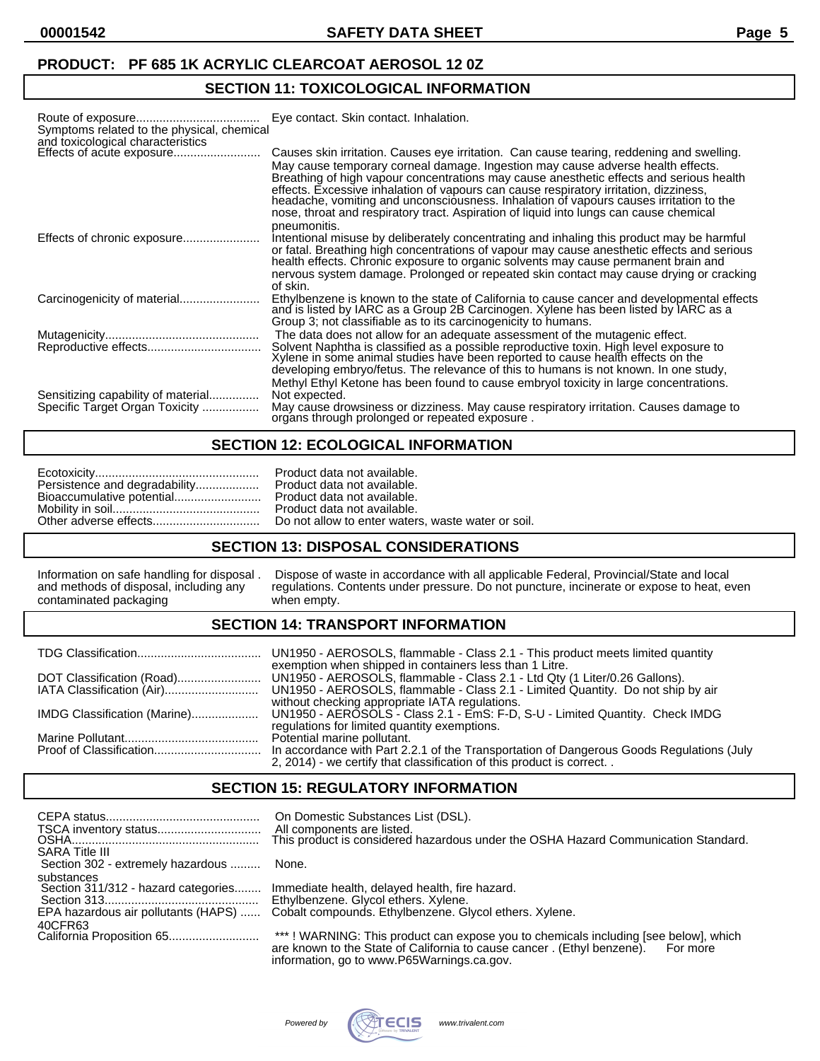**PRODUCT: PF 685 1K ACRYLIC CLEARCOAT AEROSOL 12 0Z**

## SECTION 11: TOXICOLOGICAL INFORMATION

| | |
|---|---|
| Route of exposure | Eye contact. Skin contact. Inhalation. |
| Symptoms related to the physical, chemical and toxicological characteristics | |
| Effects of acute exposure | Causes skin irritation. Causes eye irritation. Can cause tearing, reddening and swelling. May cause temporary corneal damage. Ingestion may cause adverse health effects. Breathing of high vapour concentrations may cause anesthetic effects and serious health effects. Excessive inhalation of vapours can cause respiratory irritation, dizziness, headache, vomiting and unconsciousness. Inhalation of vapours causes irritation to the nose, throat and respiratory tract. Aspiration of liquid into lungs can cause chemical pneumonitis. |
| Effects of chronic exposure | Intentional misuse by deliberately concentrating and inhaling this product may be harmful or fatal. Breathing high concentrations of vapour may cause anesthetic effects and serious health effects. Chronic exposure to organic solvents may cause permanent brain and nervous system damage. Prolonged or repeated skin contact may cause drying or cracking of skin. |
| Carcinogenicity of material | Ethylbenzene is known to the state of California to cause cancer and developmental effects and is listed by IARC as a Group 2B Carcinogen. Xylene has been listed by IARC as a Group 3; not classifiable as to its carcinogenicity to humans. |
| Mutagenicity | The data does not allow for an adequate assessment of the mutagenic effect. |
| Reproductive effects | Solvent Naphtha is classified as a possible reproductive toxin. High level exposure to Xylene in some animal studies have been reported to cause health effects on the developing embryo/fetus. The relevance of this to humans is not known. In one study, Methyl Ethyl Ketone has been found to cause embryol toxicity in large concentrations. |
| Sensitizing capability of material | Not expected. |
| Specific Target Organ Toxicity | May cause drowsiness or dizziness. May cause respiratory irritation. Causes damage to organs through prolonged or repeated exposure . |

## SECTION 12: ECOLOGICAL INFORMATION

| | |
|---|---|
| Ecotoxicity | Product data not available. |
| Persistence and degradability | Product data not available. |
| Bioaccumulative potential | Product data not available. |
| Mobility in soil | Product data not available. |
| Other adverse effects | Do not allow to enter waters, waste water or soil. |

## SECTION 13: DISPOSAL CONSIDERATIONS

| | |
|---|---|
| Information on safe handling for disposal . and methods of disposal, including any contaminated packaging | Dispose of waste in accordance with all applicable Federal, Provincial/State and local regulations. Contents under pressure. Do not puncture, incinerate or expose to heat, even when empty. |

## SECTION 14: TRANSPORT INFORMATION

| | |
|---|---|
| TDG Classification | UN1950 - AEROSOLS, flammable - Class 2.1 - This product meets limited quantity exemption when shipped in containers less than 1 Litre. |
| DOT Classification (Road) | UN1950 - AEROSOLS, flammable - Class 2.1 - Ltd Qty (1 Liter/0.26 Gallons). |
| IATA Classification (Air) | UN1950 - AEROSOLS, flammable - Class 2.1 - Limited Quantity. Do not ship by air without checking appropriate IATA regulations. |
| IMDG Classification (Marine) | UN1950 - AEROSOLS - Class 2.1 - EmS: F-D, S-U - Limited Quantity. Check IMDG regulations for limited quantity exemptions. |
| Marine Pollutant | Potential marine pollutant. |
| Proof of Classification | In accordance with Part 2.2.1 of the Transportation of Dangerous Goods Regulations (July 2, 2014) - we certify that classification of this product is correct. . |

## SECTION 15: REGULATORY INFORMATION

| | |
|---|---|
| CEPA status | On Domestic Substances List (DSL). |
| TSCA inventory status | All components are listed. |
| OSHA | This product is considered hazardous under the OSHA Hazard Communication Standard. |
| SARA Title III | |
| Section 302 - extremely hazardous substances | None. |
| Section 311/312 - hazard categories | Immediate health, delayed health, fire hazard. |
| Section 313 | Ethylbenzene. Glycol ethers. Xylene. |
| EPA hazardous air pollutants (HAPS) 40CFR63 | Cobalt compounds. Ethylbenzene. Glycol ethers. Xylene. |
| California Proposition 65 | *** ! WARNING: This product can expose you to chemicals including [see below], which are known to the State of California to cause cancer . (Ethyl benzene). For more information, go to www.P65Warnings.ca.gov. |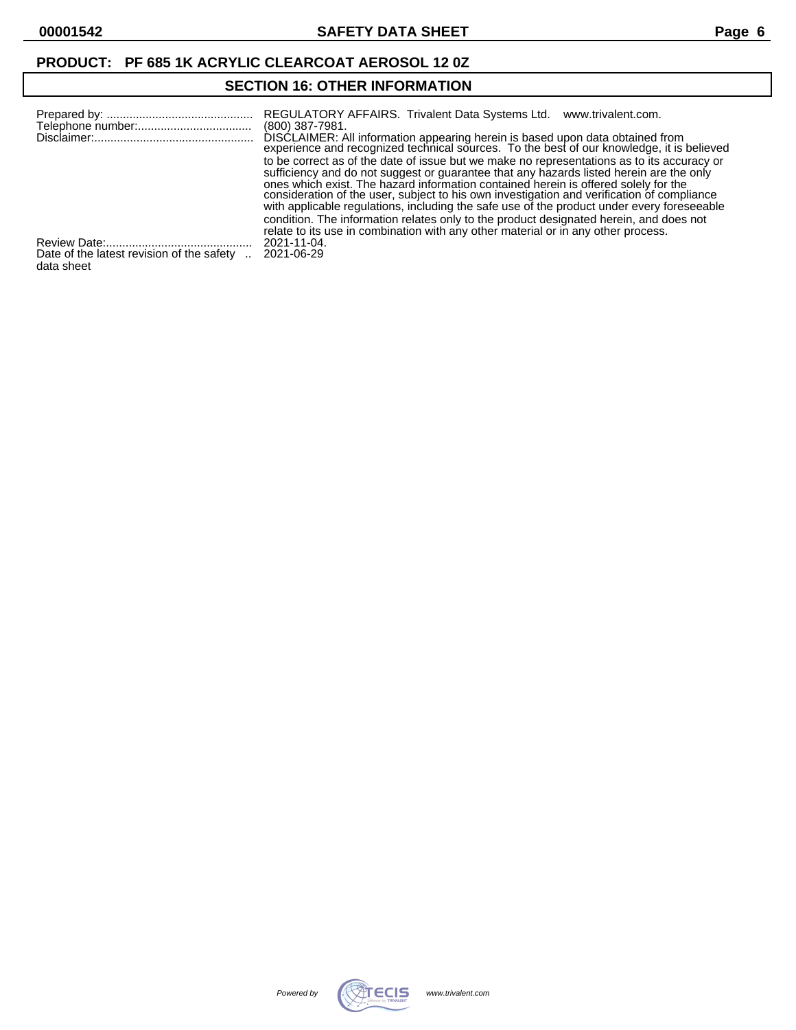**PRODUCT: PF 685 1K ACRYLIC CLEARCOAT AEROSOL 12 0Z**

## SECTION 16: OTHER INFORMATION

| | |
|---|---|
| Prepared by: | REGULATORY AFFAIRS. Trivalent Data Systems Ltd. www.trivalent.com. |
| Telephone number: | (800) 387-7981. |
| Disclaimer: | DISCLAIMER: All information appearing herein is based upon data obtained from experience and recognized technical sources. To the best of our knowledge, it is believed to be correct as of the date of issue but we make no representations as to its accuracy or sufficiency and do not suggest or guarantee that any hazards listed herein are the only ones which exist. The hazard information contained herein is offered solely for the consideration of the user, subject to his own investigation and verification of compliance with applicable regulations, including the safe use of the product under every foreseeable condition. The information relates only to the product designated herein, and does not relate to its use in combination with any other material or in any other process. |
| Review Date: | 2021-11-04. |
| Date of the latest revision of the safety data sheet | 2021-06-29 |

Powered by TECIS www.trivalent.com